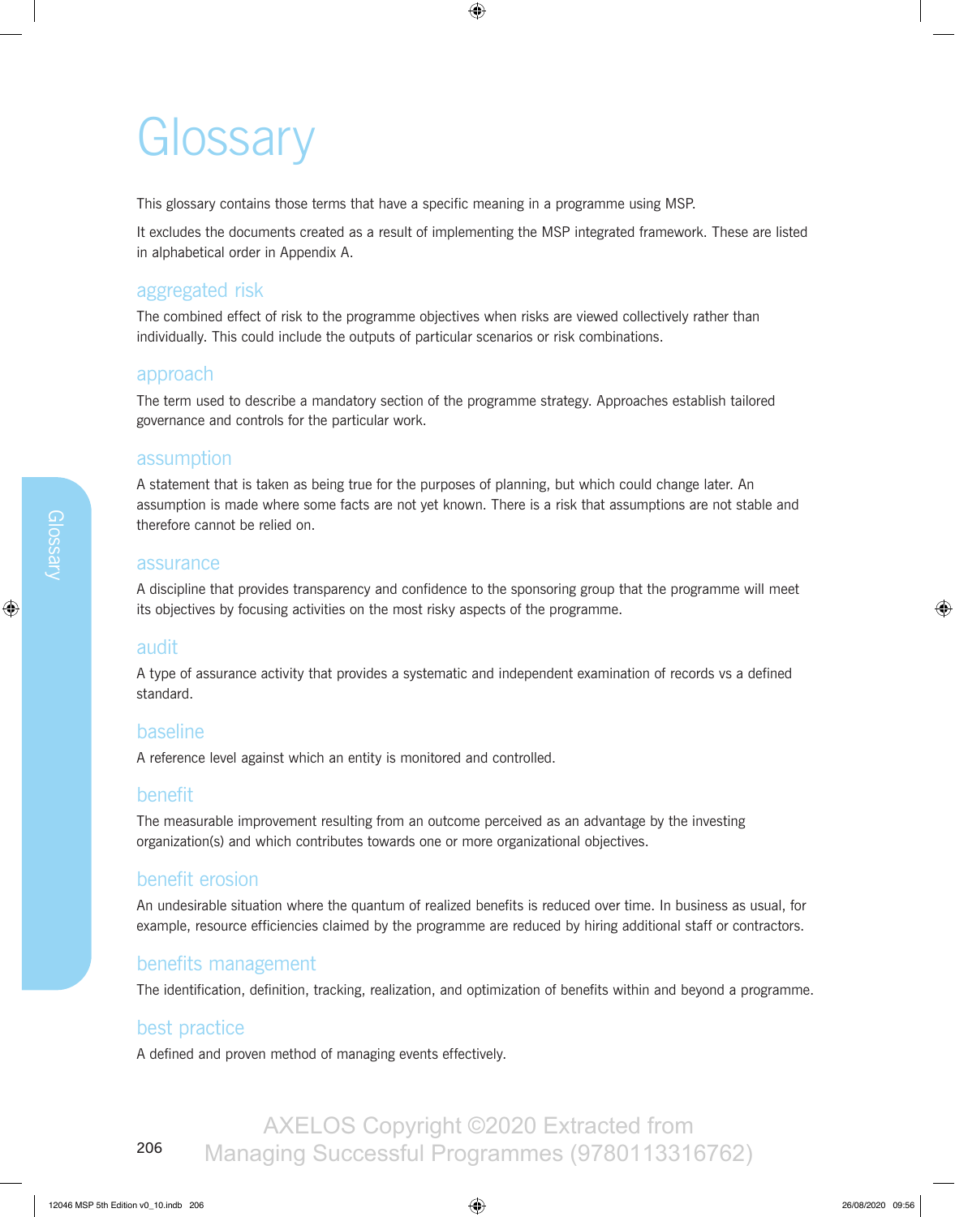# Glossary

This glossary contains those terms that have a specific meaning in a programme using MSP.

It excludes the documents created as a result of implementing the MSP integrated framework. These are listed in alphabetical order in Appendix A.

## aggregated risk

The combined effect of risk to the programme objectives when risks are viewed collectively rather than individually. This could include the outputs of particular scenarios or risk combinations.

## approach

The term used to describe a mandatory section of the programme strategy. Approaches establish tailored governance and controls for the particular work.

## assumption

A statement that is taken as being true for the purposes of planning, but which could change later. An assumption is made where some facts are not yet known. There is a risk that assumptions are not stable and therefore cannot be relied on.

## assurance

A discipline that provides transparency and confidence to the sponsoring group that the programme will meet its objectives by focusing activities on the most risky aspects of the programme.

## audit

A type of assurance activity that provides a systematic and independent examination of records vs a defined standard.

## baseline

A reference level against which an entity is monitored and controlled.

## benefit

The measurable improvement resulting from an outcome perceived as an advantage by the investing organization(s) and which contributes towards one or more organizational objectives.

## benefit erosion

An undesirable situation where the quantum of realized benefits is reduced over time. In business as usual, for example, resource efficiencies claimed by the programme are reduced by hiring additional staff or contractors.

## benefits management

The identification, definition, tracking, realization, and optimization of benefits within and beyond a programme.

## best practice

A defined and proven method of managing events effectively.

AXELOS Copyright ©2020 Extracted from Managing Successful Programmes (9780113316762)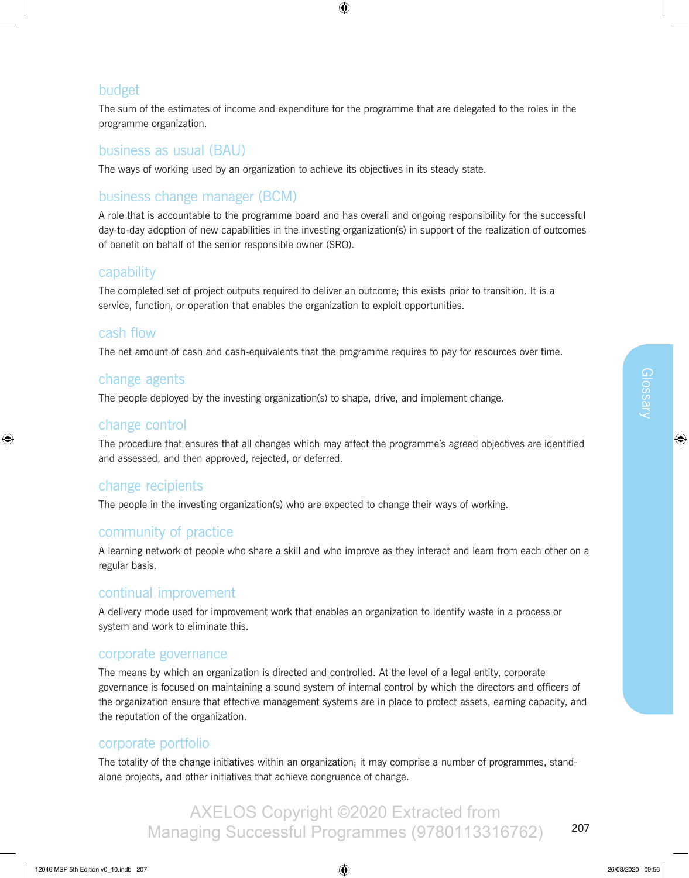### budget

The sum of the estimates of income and expenditure for the programme that are delegated to the roles in the programme organization.

### business as usual (BAU)

The ways of working used by an organization to achieve its objectives in its steady state.

### business change manager (BCM)

A role that is accountable to the programme board and has overall and ongoing responsibility for the successful day-to-day adoption of new capabilities in the investing organization(s) in support of the realization of outcomes of benefit on behalf of the senior responsible owner (SRO).

### capability

The completed set of project outputs required to deliver an outcome; this exists prior to transition. It is a service, function, or operation that enables the organization to exploit opportunities.

### cash flow

The net amount of cash and cash-equivalents that the programme requires to pay for resources over time.

### change agents

The people deployed by the investing organization(s) to shape, drive, and implement change.

### change control

The procedure that ensures that all changes which may affect the programme's agreed objectives are identified and assessed, and then approved, rejected, or deferred.

### change recipients

The people in the investing organization(s) who are expected to change their ways of working.

### community of practice

A learning network of people who share a skill and who improve as they interact and learn from each other on a regular basis.

### continual improvement

A delivery mode used for improvement work that enables an organization to identify waste in a process or system and work to eliminate this.

### corporate governance

The means by which an organization is directed and controlled. At the level of a legal entity, corporate governance is focused on maintaining a sound system of internal control by which the directors and officers of the organization ensure that effective management systems are in place to protect assets, earning capacity, and the reputation of the organization.

### corporate portfolio

The totality of the change initiatives within an organization; it may comprise a number of programmes, stand-alone projects, and other initiatives that achieve congruence of change.

AXELOS Copyright ©2020 Extracted from Managing Successful Programmes (9780113316762)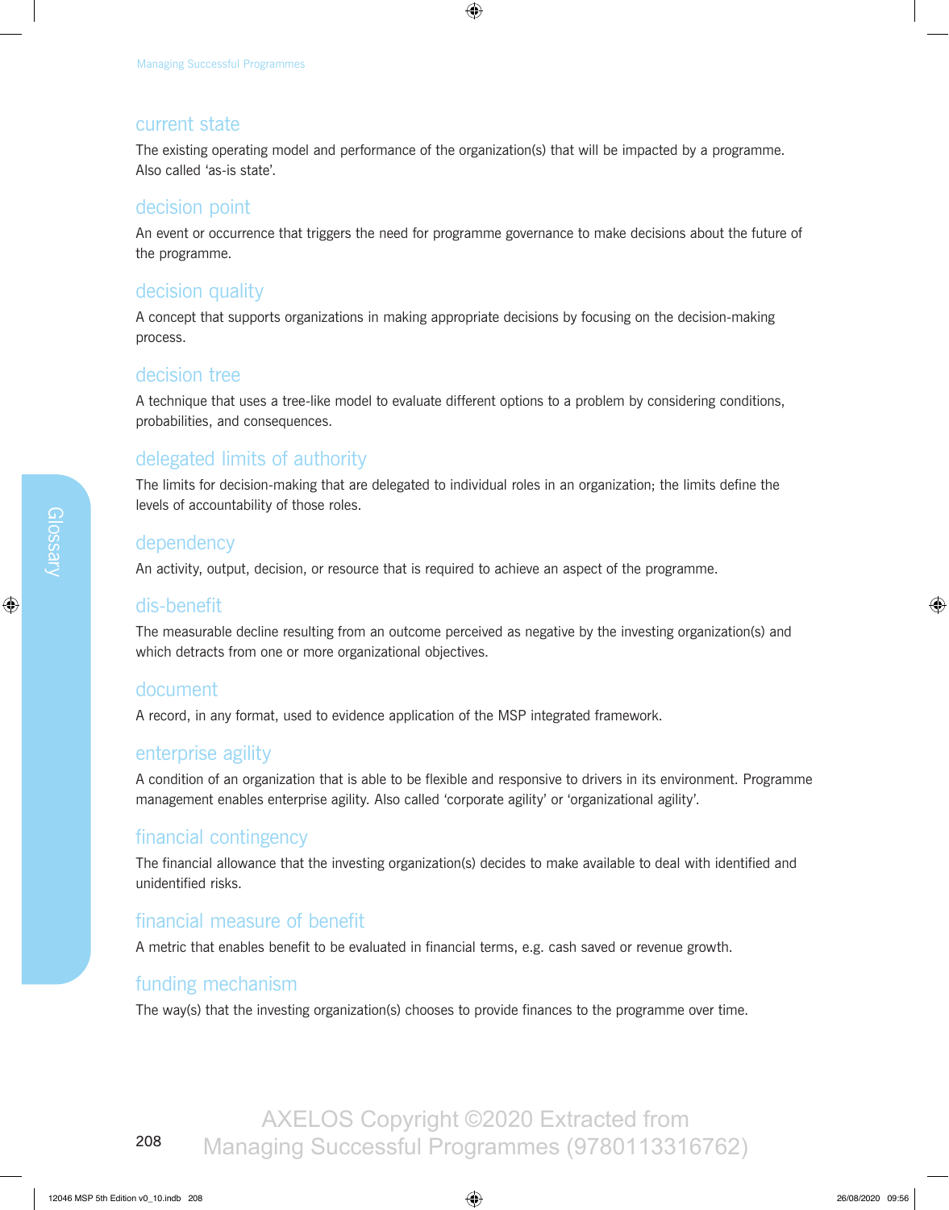### current state

The existing operating model and performance of the organization(s) that will be impacted by a programme. Also called 'as-is state'.

### decision point

An event or occurrence that triggers the need for programme governance to make decisions about the future of the programme.

### decision quality

A concept that supports organizations in making appropriate decisions by focusing on the decision-making process.

### decision tree

A technique that uses a tree-like model to evaluate different options to a problem by considering conditions, probabilities, and consequences.

### delegated limits of authority

The limits for decision-making that are delegated to individual roles in an organization; the limits define the levels of accountability of those roles.

### dependency

An activity, output, decision, or resource that is required to achieve an aspect of the programme.

### dis-benefit

The measurable decline resulting from an outcome perceived as negative by the investing organization(s) and which detracts from one or more organizational objectives.

### document

A record, in any format, used to evidence application of the MSP integrated framework.

### enterprise agility

A condition of an organization that is able to be flexible and responsive to drivers in its environment. Programme management enables enterprise agility. Also called 'corporate agility' or 'organizational agility'.

### financial contingency

The financial allowance that the investing organization(s) decides to make available to deal with identified and unidentified risks.

### financial measure of benefit

A metric that enables benefit to be evaluated in financial terms, e.g. cash saved or revenue growth.

### funding mechanism

The way(s) that the investing organization(s) chooses to provide finances to the programme over time.

AXELOS Copyright ©2020 Extracted from Managing Successful Programmes (9780113316762)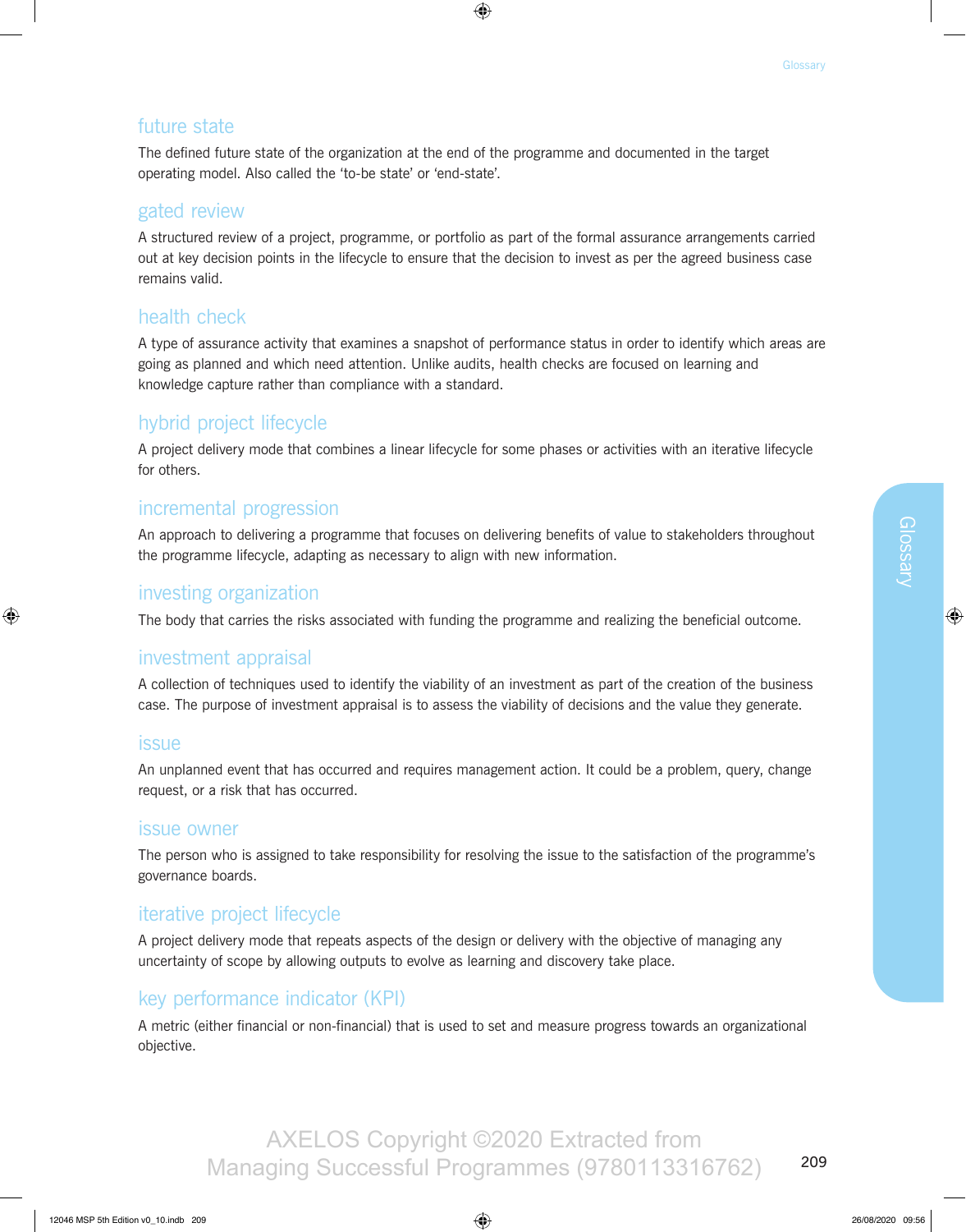### future state

The defined future state of the organization at the end of the programme and documented in the target operating model. Also called the 'to-be state' or 'end-state'.

### gated review

A structured review of a project, programme, or portfolio as part of the formal assurance arrangements carried out at key decision points in the lifecycle to ensure that the decision to invest as per the agreed business case remains valid.

### health check

A type of assurance activity that examines a snapshot of performance status in order to identify which areas are going as planned and which need attention. Unlike audits, health checks are focused on learning and knowledge capture rather than compliance with a standard.

### hybrid project lifecycle

A project delivery mode that combines a linear lifecycle for some phases or activities with an iterative lifecycle for others.

### incremental progression

An approach to delivering a programme that focuses on delivering benefits of value to stakeholders throughout the programme lifecycle, adapting as necessary to align with new information.

### investing organization

The body that carries the risks associated with funding the programme and realizing the beneficial outcome.

### investment appraisal

A collection of techniques used to identify the viability of an investment as part of the creation of the business case. The purpose of investment appraisal is to assess the viability of decisions and the value they generate.

### issue

An unplanned event that has occurred and requires management action. It could be a problem, query, change request, or a risk that has occurred.

### issue owner

The person who is assigned to take responsibility for resolving the issue to the satisfaction of the programme's governance boards.

### iterative project lifecycle

A project delivery mode that repeats aspects of the design or delivery with the objective of managing any uncertainty of scope by allowing outputs to evolve as learning and discovery take place.

### key performance indicator (KPI)

A metric (either financial or non-financial) that is used to set and measure progress towards an organizational objective.

AXELOS Copyright ©2020 Extracted from Managing Successful Programmes (9780113316762)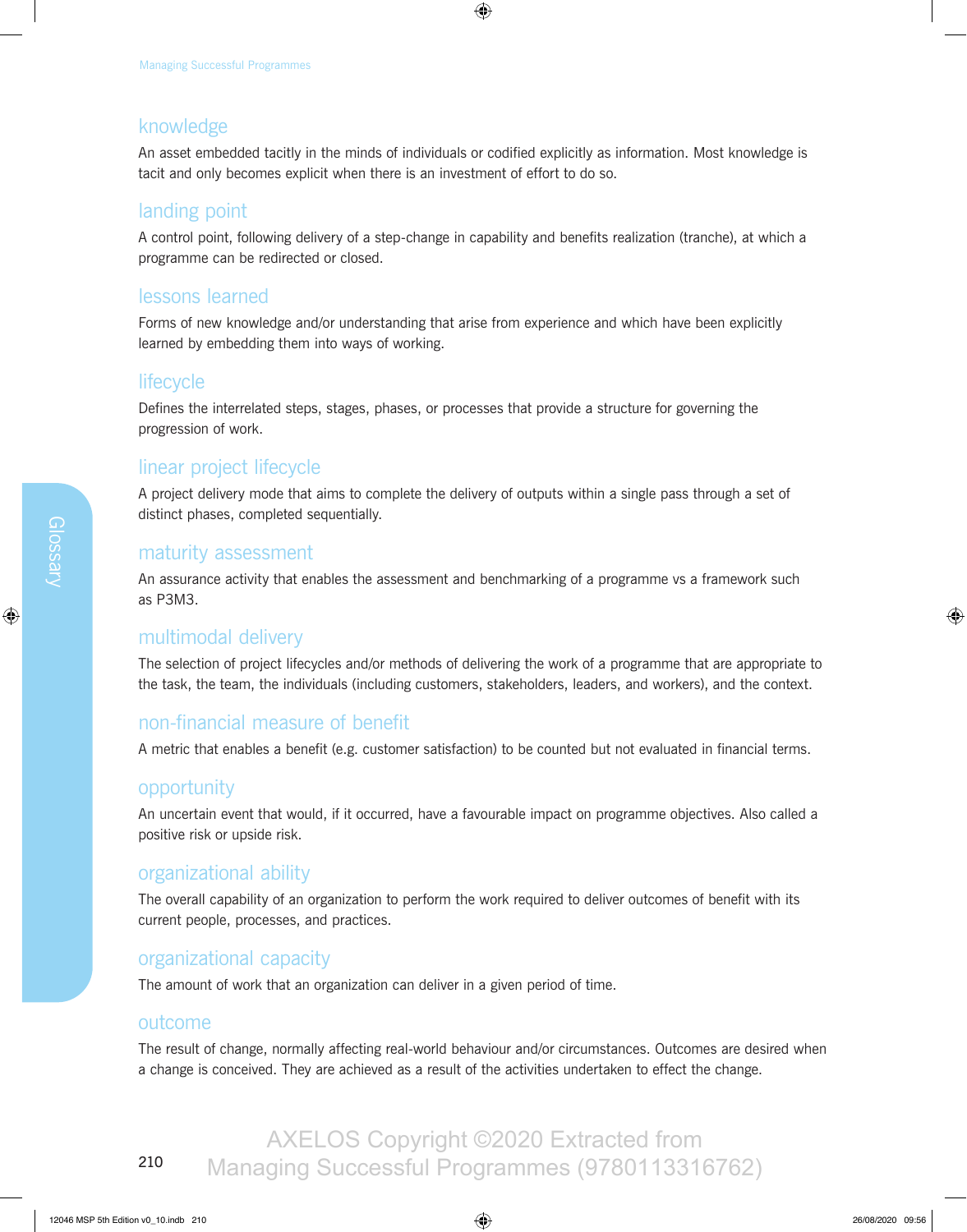## knowledge

An asset embedded tacitly in the minds of individuals or codified explicitly as information. Most knowledge is tacit and only becomes explicit when there is an investment of effort to do so.

## landing point

A control point, following delivery of a step-change in capability and benefits realization (tranche), at which a programme can be redirected or closed.

## lessons learned

Forms of new knowledge and/or understanding that arise from experience and which have been explicitly learned by embedding them into ways of working.

## lifecycle

Defines the interrelated steps, stages, phases, or processes that provide a structure for governing the progression of work.

## linear project lifecycle

A project delivery mode that aims to complete the delivery of outputs within a single pass through a set of distinct phases, completed sequentially.

## maturity assessment

An assurance activity that enables the assessment and benchmarking of a programme vs a framework such as P3M3.

## multimodal delivery

The selection of project lifecycles and/or methods of delivering the work of a programme that are appropriate to the task, the team, the individuals (including customers, stakeholders, leaders, and workers), and the context.

## non-financial measure of benefit

A metric that enables a benefit (e.g. customer satisfaction) to be counted but not evaluated in financial terms.

## opportunity

An uncertain event that would, if it occurred, have a favourable impact on programme objectives. Also called a positive risk or upside risk.

## organizational ability

The overall capability of an organization to perform the work required to deliver outcomes of benefit with its current people, processes, and practices.

## organizational capacity

The amount of work that an organization can deliver in a given period of time.

## outcome

The result of change, normally affecting real-world behaviour and/or circumstances. Outcomes are desired when a change is conceived. They are achieved as a result of the activities undertaken to effect the change.

AXELOS Copyright ©2020 Extracted from Managing Successful Programmes (9780113316762)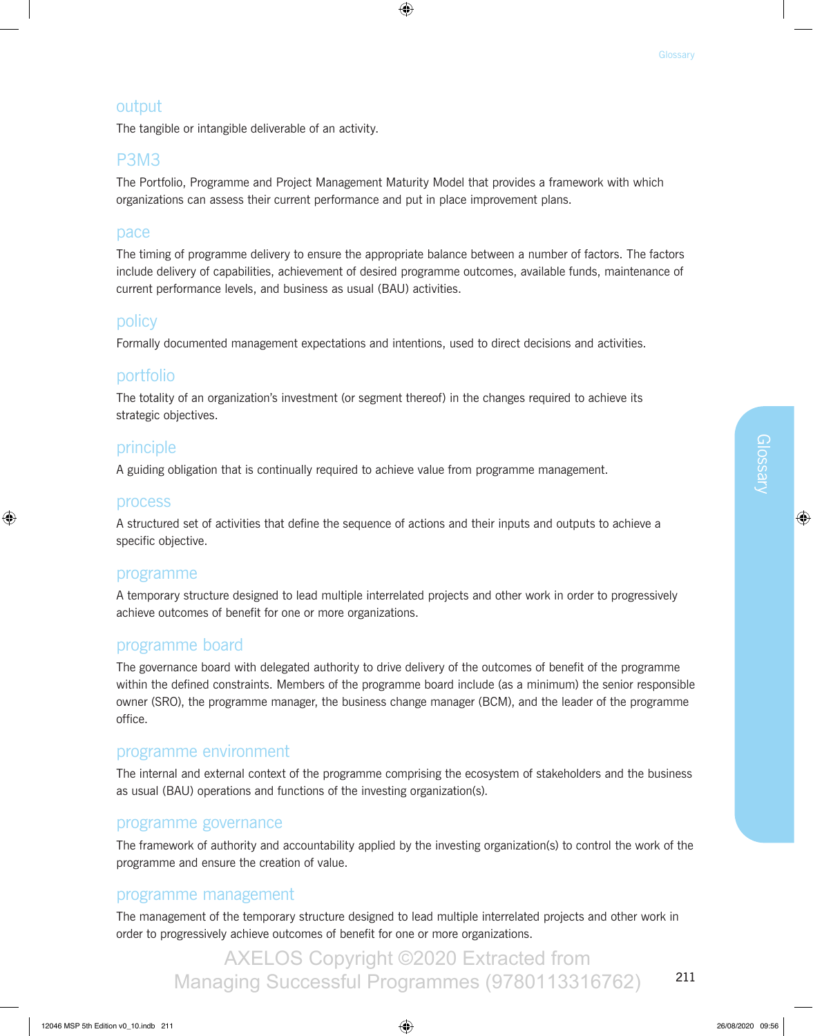## output

The tangible or intangible deliverable of an activity.

## P3M3

The Portfolio, Programme and Project Management Maturity Model that provides a framework with which organizations can assess their current performance and put in place improvement plans.

## pace

The timing of programme delivery to ensure the appropriate balance between a number of factors. The factors include delivery of capabilities, achievement of desired programme outcomes, available funds, maintenance of current performance levels, and business as usual (BAU) activities.

## policy

Formally documented management expectations and intentions, used to direct decisions and activities.

## portfolio

The totality of an organization's investment (or segment thereof) in the changes required to achieve its strategic objectives.

## principle

A guiding obligation that is continually required to achieve value from programme management.

## process

A structured set of activities that define the sequence of actions and their inputs and outputs to achieve a specific objective.

## programme

A temporary structure designed to lead multiple interrelated projects and other work in order to progressively achieve outcomes of benefit for one or more organizations.

## programme board

The governance board with delegated authority to drive delivery of the outcomes of benefit of the programme within the defined constraints. Members of the programme board include (as a minimum) the senior responsible owner (SRO), the programme manager, the business change manager (BCM), and the leader of the programme office.

## programme environment

The internal and external context of the programme comprising the ecosystem of stakeholders and the business as usual (BAU) operations and functions of the investing organization(s).

## programme governance

The framework of authority and accountability applied by the investing organization(s) to control the work of the programme and ensure the creation of value.

## programme management

The management of the temporary structure designed to lead multiple interrelated projects and other work in order to progressively achieve outcomes of benefit for one or more organizations.

AXELOS Copyright ©2020 Extracted from Managing Successful Programmes (9780113316762)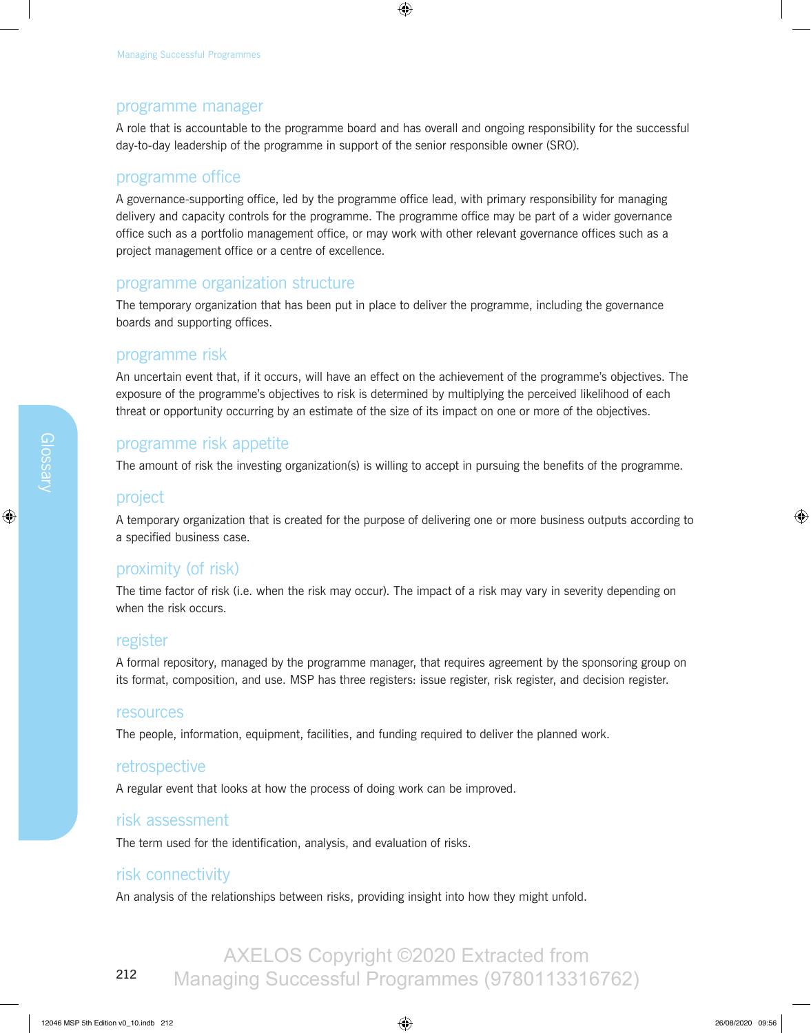## programme manager

A role that is accountable to the programme board and has overall and ongoing responsibility for the successful day-to-day leadership of the programme in support of the senior responsible owner (SRO).

## programme office

A governance-supporting office, led by the programme office lead, with primary responsibility for managing delivery and capacity controls for the programme. The programme office may be part of a wider governance office such as a portfolio management office, or may work with other relevant governance offices such as a project management office or a centre of excellence.

## programme organization structure

The temporary organization that has been put in place to deliver the programme, including the governance boards and supporting offices.

## programme risk

An uncertain event that, if it occurs, will have an effect on the achievement of the programme's objectives. The exposure of the programme's objectives to risk is determined by multiplying the perceived likelihood of each threat or opportunity occurring by an estimate of the size of its impact on one or more of the objectives.

## programme risk appetite

The amount of risk the investing organization(s) is willing to accept in pursuing the benefits of the programme.

## project

A temporary organization that is created for the purpose of delivering one or more business outputs according to a specified business case.

## proximity (of risk)

The time factor of risk (i.e. when the risk may occur). The impact of a risk may vary in severity depending on when the risk occurs.

## register

A formal repository, managed by the programme manager, that requires agreement by the sponsoring group on its format, composition, and use. MSP has three registers: issue register, risk register, and decision register.

## resources

The people, information, equipment, facilities, and funding required to deliver the planned work.

## retrospective

A regular event that looks at how the process of doing work can be improved.

## risk assessment

The term used for the identification, analysis, and evaluation of risks.

## risk connectivity

An analysis of the relationships between risks, providing insight into how they might unfold.

AXELOS Copyright ©2020 Extracted from Managing Successful Programmes (9780113316762)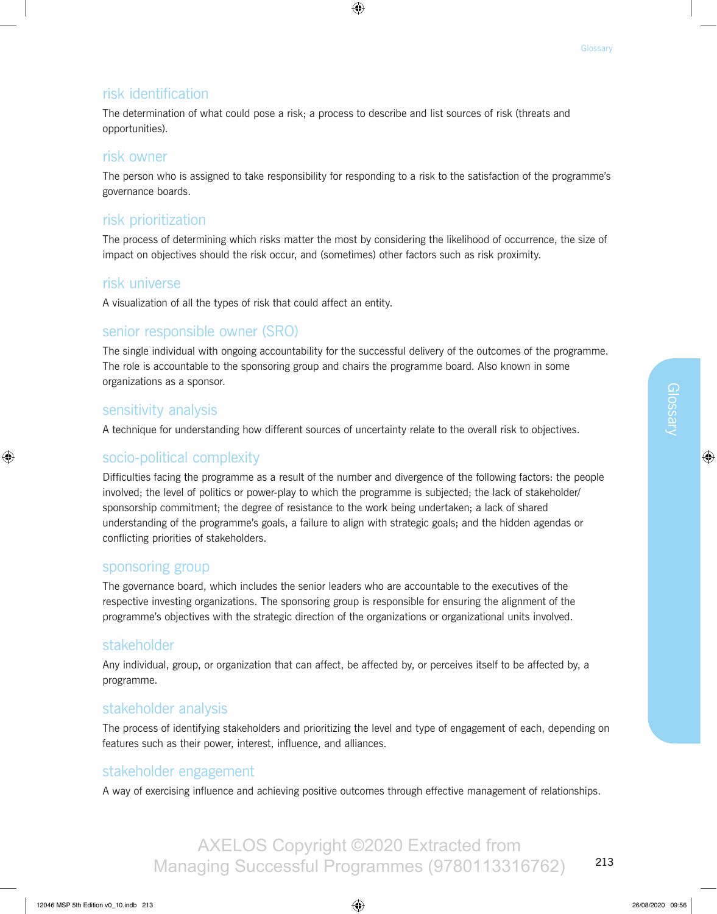## risk identification

The determination of what could pose a risk; a process to describe and list sources of risk (threats and opportunities).

## risk owner

The person who is assigned to take responsibility for responding to a risk to the satisfaction of the programme's governance boards.

## risk prioritization

The process of determining which risks matter the most by considering the likelihood of occurrence, the size of impact on objectives should the risk occur, and (sometimes) other factors such as risk proximity.

## risk universe

A visualization of all the types of risk that could affect an entity.

## senior responsible owner (SRO)

The single individual with ongoing accountability for the successful delivery of the outcomes of the programme. The role is accountable to the sponsoring group and chairs the programme board. Also known in some organizations as a sponsor.

## sensitivity analysis

A technique for understanding how different sources of uncertainty relate to the overall risk to objectives.

## socio-political complexity

Difficulties facing the programme as a result of the number and divergence of the following factors: the people involved; the level of politics or power-play to which the programme is subjected; the lack of stakeholder/sponsorship commitment; the degree of resistance to the work being undertaken; a lack of shared understanding of the programme's goals, a failure to align with strategic goals; and the hidden agendas or conflicting priorities of stakeholders.

## sponsoring group

The governance board, which includes the senior leaders who are accountable to the executives of the respective investing organizations. The sponsoring group is responsible for ensuring the alignment of the programme's objectives with the strategic direction of the organizations or organizational units involved.

## stakeholder

Any individual, group, or organization that can affect, be affected by, or perceives itself to be affected by, a programme.

## stakeholder analysis

The process of identifying stakeholders and prioritizing the level and type of engagement of each, depending on features such as their power, interest, influence, and alliances.

## stakeholder engagement

A way of exercising influence and achieving positive outcomes through effective management of relationships.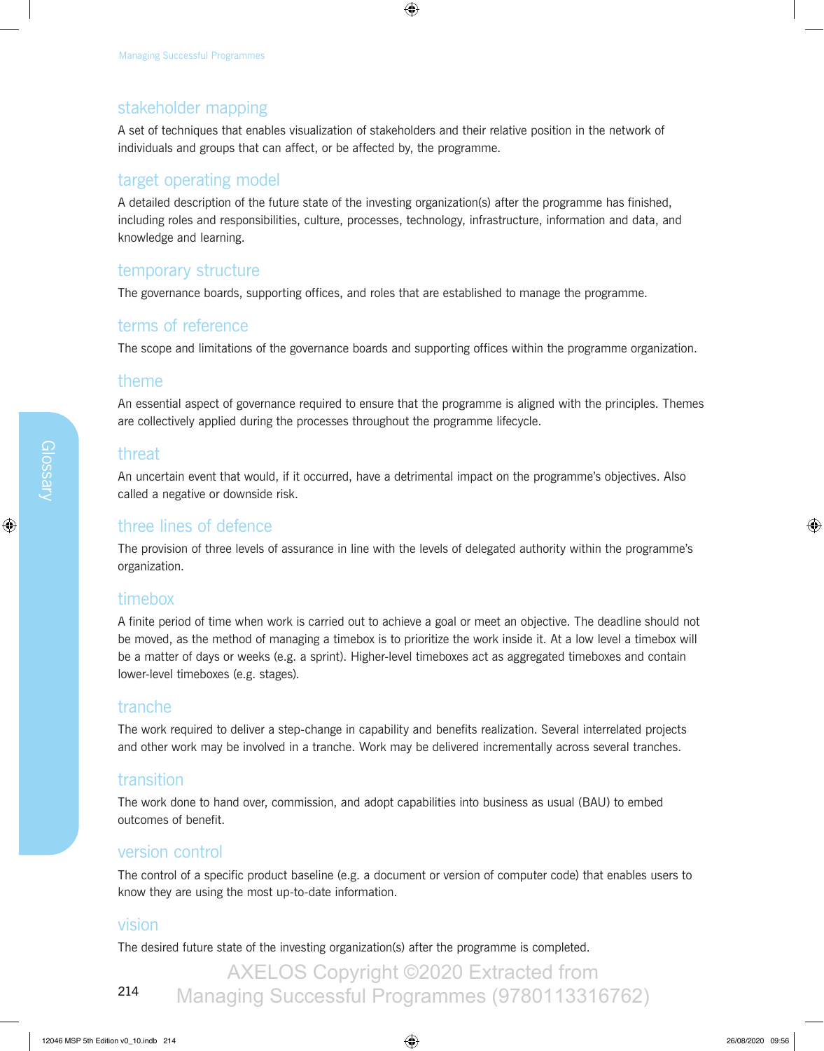## stakeholder mapping

A set of techniques that enables visualization of stakeholders and their relative position in the network of individuals and groups that can affect, or be affected by, the programme.

## target operating model

A detailed description of the future state of the investing organization(s) after the programme has finished, including roles and responsibilities, culture, processes, technology, infrastructure, information and data, and knowledge and learning.

## temporary structure

The governance boards, supporting offices, and roles that are established to manage the programme.

## terms of reference

The scope and limitations of the governance boards and supporting offices within the programme organization.

## theme

An essential aspect of governance required to ensure that the programme is aligned with the principles. Themes are collectively applied during the processes throughout the programme lifecycle.

## threat

An uncertain event that would, if it occurred, have a detrimental impact on the programme's objectives. Also called a negative or downside risk.

## three lines of defence

The provision of three levels of assurance in line with the levels of delegated authority within the programme's organization.

## timebox

A finite period of time when work is carried out to achieve a goal or meet an objective. The deadline should not be moved, as the method of managing a timebox is to prioritize the work inside it. At a low level a timebox will be a matter of days or weeks (e.g. a sprint). Higher-level timeboxes act as aggregated timeboxes and contain lower-level timeboxes (e.g. stages).

## tranche

The work required to deliver a step-change in capability and benefits realization. Several interrelated projects and other work may be involved in a tranche. Work may be delivered incrementally across several tranches.

## transition

The work done to hand over, commission, and adopt capabilities into business as usual (BAU) to embed outcomes of benefit.

## version control

The control of a specific product baseline (e.g. a document or version of computer code) that enables users to know they are using the most up-to-date information.

## vision

The desired future state of the investing organization(s) after the programme is completed.

AXELOS Copyright ©2020 Extracted from Managing Successful Programmes (9780113316762)